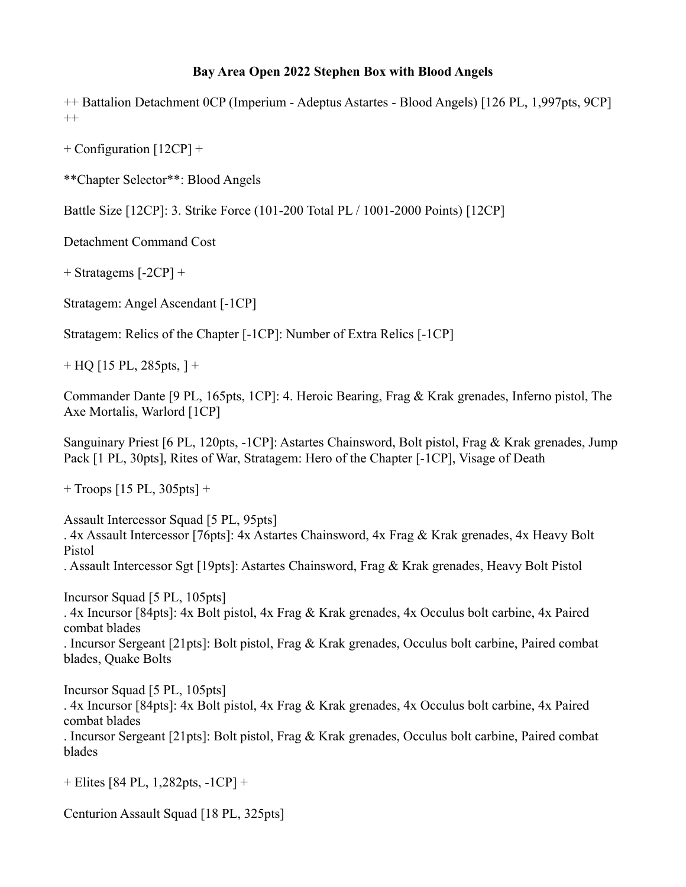# Bay Area Open 2022 Stephen Box with Blood Angels

++ Battalion Detachment 0CP (Imperium - Adeptus Astartes - Blood Angels) [126 PL, 1,997pts, 9CP] ++

+ Configuration [12CP] +

**Chapter Selector**: Blood Angels

Battle Size [12CP]: 3. Strike Force (101-200 Total PL / 1001-2000 Points) [12CP]

Detachment Command Cost

+ Stratagems [-2CP] +

Stratagem: Angel Ascendant [-1CP]

Stratagem: Relics of the Chapter [-1CP]: Number of Extra Relics [-1CP]

+ HQ [15 PL, 285pts, ] +

Commander Dante [9 PL, 165pts, 1CP]: 4. Heroic Bearing, Frag & Krak grenades, Inferno pistol, The Axe Mortalis, Warlord [1CP]

Sanguinary Priest [6 PL, 120pts, -1CP]: Astartes Chainsword, Bolt pistol, Frag & Krak grenades, Jump Pack [1 PL, 30pts], Rites of War, Stratagem: Hero of the Chapter [-1CP], Visage of Death

+ Troops [15 PL, 305pts] +

Assault Intercessor Squad [5 PL, 95pts]
. 4x Assault Intercessor [76pts]: 4x Astartes Chainsword, 4x Frag & Krak grenades, 4x Heavy Bolt Pistol
. Assault Intercessor Sgt [19pts]: Astartes Chainsword, Frag & Krak grenades, Heavy Bolt Pistol

Incursor Squad [5 PL, 105pts]
. 4x Incursor [84pts]: 4x Bolt pistol, 4x Frag & Krak grenades, 4x Occulus bolt carbine, 4x Paired combat blades
. Incursor Sergeant [21pts]: Bolt pistol, Frag & Krak grenades, Occulus bolt carbine, Paired combat blades, Quake Bolts

Incursor Squad [5 PL, 105pts]
. 4x Incursor [84pts]: 4x Bolt pistol, 4x Frag & Krak grenades, 4x Occulus bolt carbine, 4x Paired combat blades
. Incursor Sergeant [21pts]: Bolt pistol, Frag & Krak grenades, Occulus bolt carbine, Paired combat blades

+ Elites [84 PL, 1,282pts, -1CP] +

Centurion Assault Squad [18 PL, 325pts]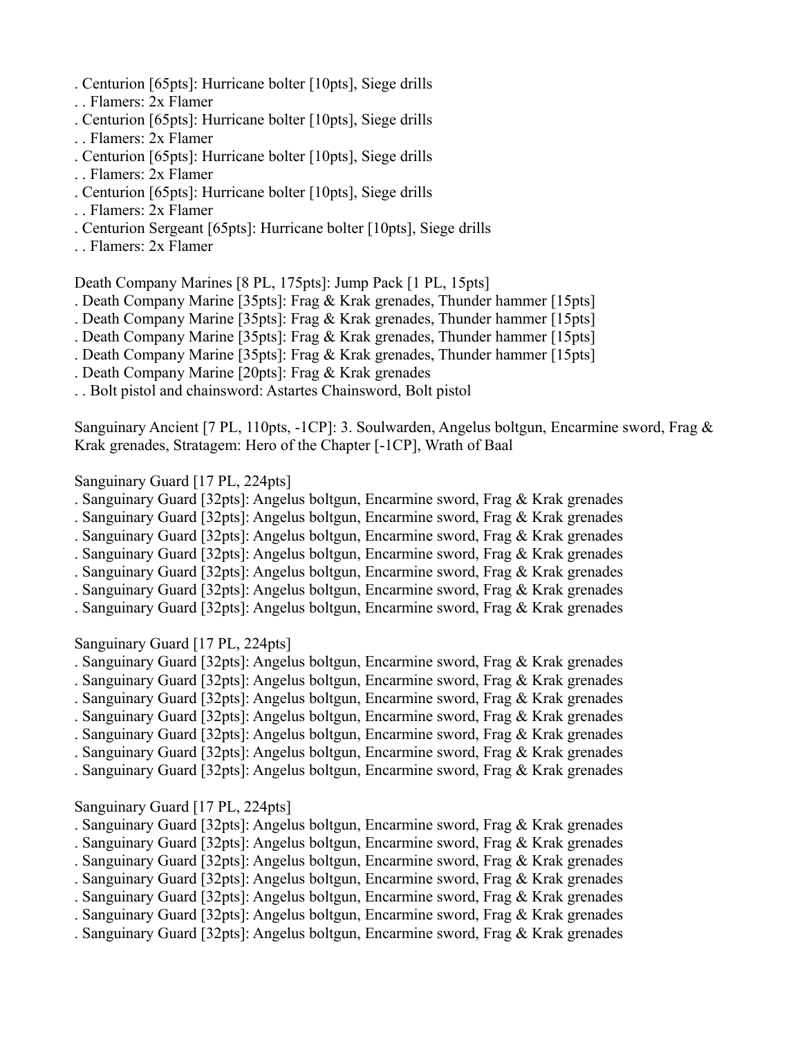. Centurion [65pts]: Hurricane bolter [10pts], Siege drills
. . Flamers: 2x Flamer
. Centurion [65pts]: Hurricane bolter [10pts], Siege drills
. . Flamers: 2x Flamer
. Centurion [65pts]: Hurricane bolter [10pts], Siege drills
. . Flamers: 2x Flamer
. Centurion [65pts]: Hurricane bolter [10pts], Siege drills
. . Flamers: 2x Flamer
. Centurion Sergeant [65pts]: Hurricane bolter [10pts], Siege drills
. . Flamers: 2x Flamer

Death Company Marines [8 PL, 175pts]: Jump Pack [1 PL, 15pts]
. Death Company Marine [35pts]: Frag & Krak grenades, Thunder hammer [15pts]
. Death Company Marine [35pts]: Frag & Krak grenades, Thunder hammer [15pts]
. Death Company Marine [35pts]: Frag & Krak grenades, Thunder hammer [15pts]
. Death Company Marine [35pts]: Frag & Krak grenades, Thunder hammer [15pts]
. Death Company Marine [20pts]: Frag & Krak grenades
. . Bolt pistol and chainsword: Astartes Chainsword, Bolt pistol

Sanguinary Ancient [7 PL, 110pts, -1CP]: 3. Soulwarden, Angelus boltgun, Encarmine sword, Frag & Krak grenades, Stratagem: Hero of the Chapter [-1CP], Wrath of Baal

Sanguinary Guard [17 PL, 224pts]
. Sanguinary Guard [32pts]: Angelus boltgun, Encarmine sword, Frag & Krak grenades
. Sanguinary Guard [32pts]: Angelus boltgun, Encarmine sword, Frag & Krak grenades
. Sanguinary Guard [32pts]: Angelus boltgun, Encarmine sword, Frag & Krak grenades
. Sanguinary Guard [32pts]: Angelus boltgun, Encarmine sword, Frag & Krak grenades
. Sanguinary Guard [32pts]: Angelus boltgun, Encarmine sword, Frag & Krak grenades
. Sanguinary Guard [32pts]: Angelus boltgun, Encarmine sword, Frag & Krak grenades
. Sanguinary Guard [32pts]: Angelus boltgun, Encarmine sword, Frag & Krak grenades

Sanguinary Guard [17 PL, 224pts]
. Sanguinary Guard [32pts]: Angelus boltgun, Encarmine sword, Frag & Krak grenades
. Sanguinary Guard [32pts]: Angelus boltgun, Encarmine sword, Frag & Krak grenades
. Sanguinary Guard [32pts]: Angelus boltgun, Encarmine sword, Frag & Krak grenades
. Sanguinary Guard [32pts]: Angelus boltgun, Encarmine sword, Frag & Krak grenades
. Sanguinary Guard [32pts]: Angelus boltgun, Encarmine sword, Frag & Krak grenades
. Sanguinary Guard [32pts]: Angelus boltgun, Encarmine sword, Frag & Krak grenades
. Sanguinary Guard [32pts]: Angelus boltgun, Encarmine sword, Frag & Krak grenades

Sanguinary Guard [17 PL, 224pts]
. Sanguinary Guard [32pts]: Angelus boltgun, Encarmine sword, Frag & Krak grenades
. Sanguinary Guard [32pts]: Angelus boltgun, Encarmine sword, Frag & Krak grenades
. Sanguinary Guard [32pts]: Angelus boltgun, Encarmine sword, Frag & Krak grenades
. Sanguinary Guard [32pts]: Angelus boltgun, Encarmine sword, Frag & Krak grenades
. Sanguinary Guard [32pts]: Angelus boltgun, Encarmine sword, Frag & Krak grenades
. Sanguinary Guard [32pts]: Angelus boltgun, Encarmine sword, Frag & Krak grenades
. Sanguinary Guard [32pts]: Angelus boltgun, Encarmine sword, Frag & Krak grenades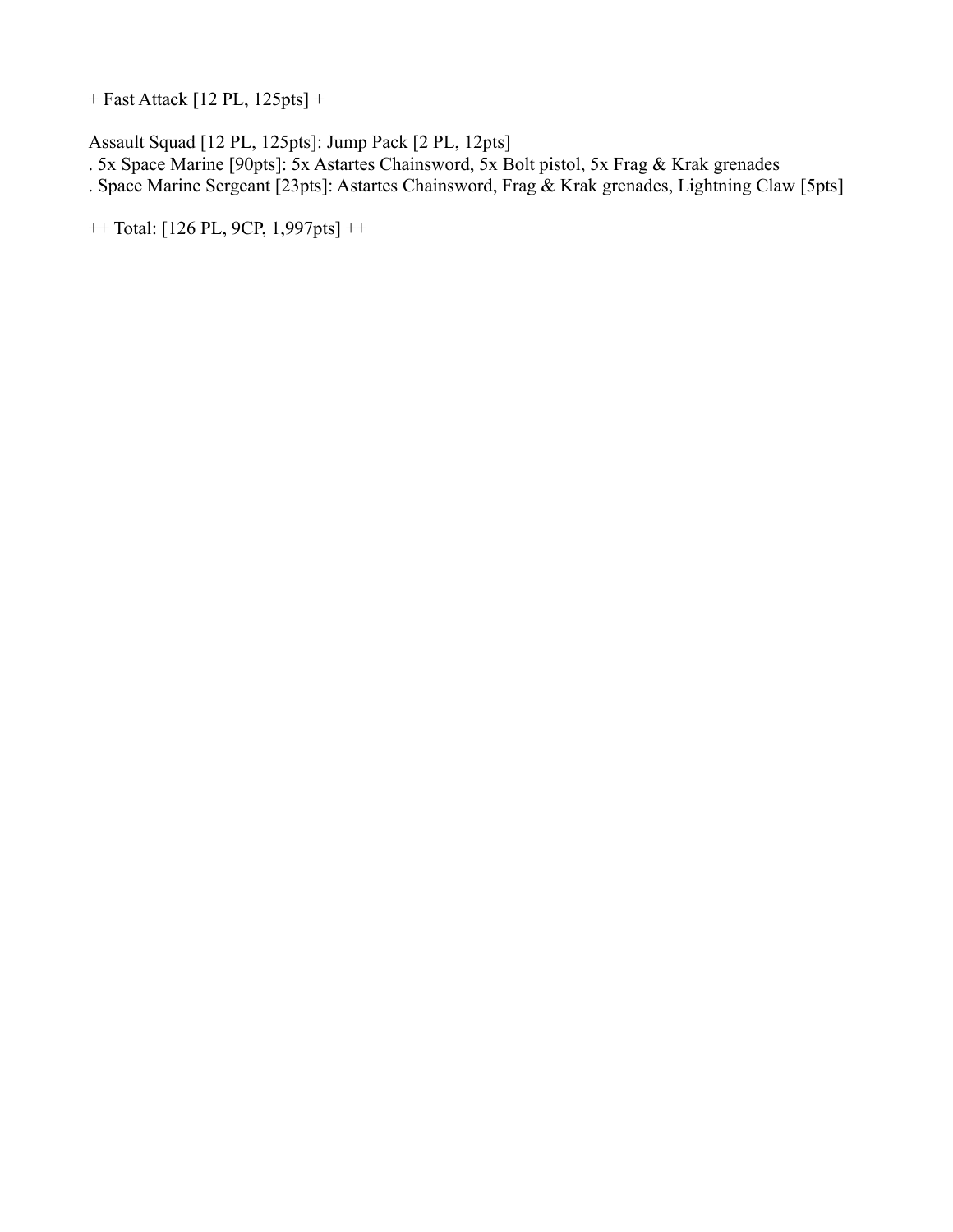+ Fast Attack [12 PL, 125pts] +

Assault Squad [12 PL, 125pts]: Jump Pack [2 PL, 12pts]
. 5x Space Marine [90pts]: 5x Astartes Chainsword, 5x Bolt pistol, 5x Frag & Krak grenades
. Space Marine Sergeant [23pts]: Astartes Chainsword, Frag & Krak grenades, Lightning Claw [5pts]

++ Total: [126 PL, 9CP, 1,997pts] ++